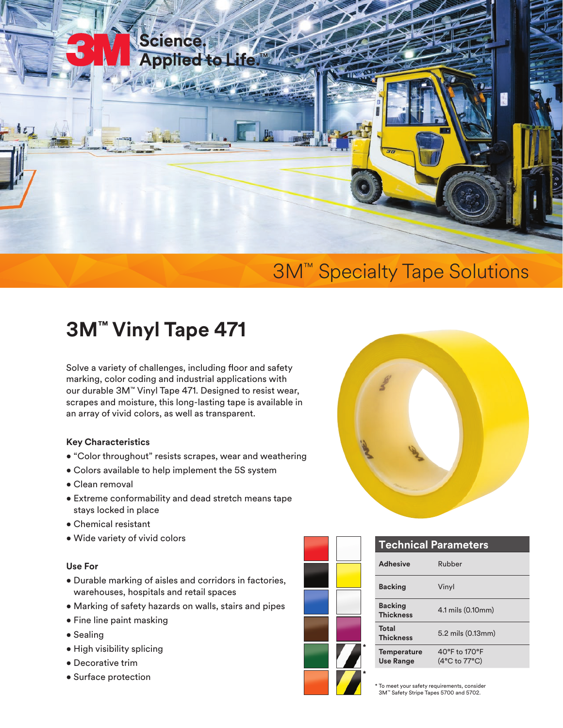3M Science. Applied to Life.™

3M™ Specialty Tape Solutions

# 3M™ Vinyl Tape 471

Solve a variety of challenges, including floor and safety marking, color coding and industrial applications with our durable 3M™ Vinyl Tape 471. Designed to resist wear, scrapes and moisture, this long-lasting tape is available in an array of vivid colors, as well as transparent.

### Key Characteristics

- "Color throughout" resists scrapes, wear and weathering
- Colors available to help implement the 5S system
- Clean removal
- Extreme conformability and dead stretch means tape stays locked in place
- Chemical resistant
- Wide variety of vivid colors

### Use For

- Durable marking of aisles and corridors in factories, warehouses, hospitals and retail spaces
- Marking of safety hazards on walls, stairs and pipes
- Fine line paint masking
- Sealing
- High visibility splicing
- Decorative trim
- Surface protection

| Technical Parameters | |
|---|---|
| Adhesive | Rubber |
| Backing | Vinyl |
| Backing Thickness | 4.1 mils (0.10mm) |
| Total Thickness | 5.2 mils (0.13mm) |
| Temperature Use Range | 40°F to 170°F (4°C to 77°C) |

* To meet your safety requirements, consider 3M™ Safety Stripe Tapes 5700 and 5702.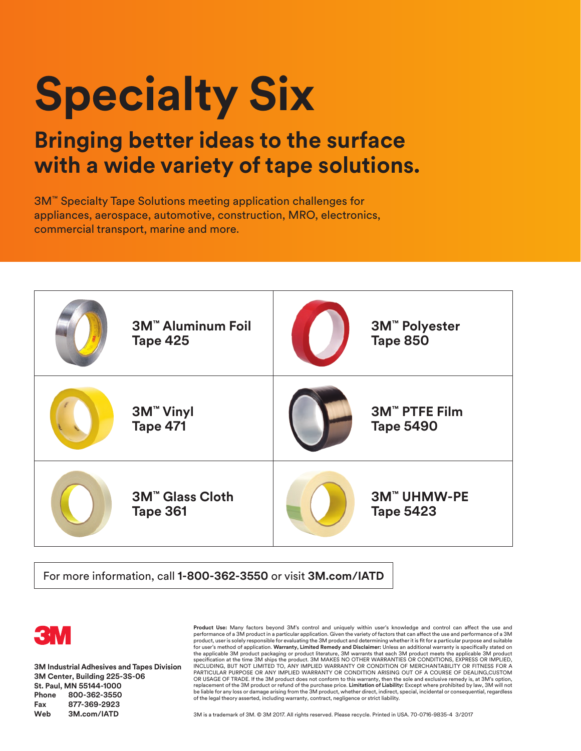# Specialty Six

## Bringing better ideas to the surface with a wide variety of tape solutions.

3M™ Specialty Tape Solutions meeting application challenges for appliances, aerospace, automotive, construction, MRO, electronics, commercial transport, marine and more.

| | |
|---|---|
| **3M™ Aluminum Foil Tape 425** | **3M™ Polyester Tape 850** |
| **3M™ Vinyl Tape 471** | **3M™ PTFE Film Tape 5490** |
| **3M™ Glass Cloth Tape 361** | **3M™ UHMW-PE Tape 5423** |

For more information, call **1-800-362-3550** or visit **3M.com/IATD**

**3M Industrial Adhesives and Tapes Division**
**3M Center, Building 225-3S-06**
**St. Paul, MN 55144-1000**
**Phone** 800-362-3550
**Fax** 877-369-2923
**Web** 3M.com/IATD

**Product Use:** Many factors beyond 3M's control and uniquely within user's knowledge and control can affect the use and performance of a 3M product in a particular application. Given the variety of factors that can affect the use and performance of a 3M product, user is solely responsible for evaluating the 3M product and determining whether it is fit for a particular purpose and suitable for user's method of application. **Warranty, Limited Remedy and Disclaimer:** Unless an additional warranty is specifically stated on the applicable 3M product packaging or product literature, 3M warrants that each 3M product meets the applicable 3M product specification at the time 3M ships the product. 3M MAKES NO OTHER WARRANTIES OR CONDITIONS, EXPRESS OR IMPLIED, INCLUDING, BUT NOT LIMITED TO, ANY IMPLIED WARRANTY OR CONDITION OF MERCHANTABILITY OR FITNESS FOR A PARTICULAR PURPOSE OR ANY IMPLIED WARRANTY OR CONDITION ARISING OUT OF A COURSE OF DEALING,CUSTOM OR USAGE OF TRADE. If the 3M product does not conform to this warranty, then the sole and exclusive remedy is, at 3M's option, replacement of the 3M product or refund of the purchase price. **Limitation of Liability:** Except where prohibited by law, 3M will not be liable for any loss or damage arising from the 3M product, whether direct, indirect, special, incidental or consequential, regardless of the legal theory asserted, including warranty, contract, negligence or strict liability.

3M is a trademark of 3M. © 3M 2017. All rights reserved. Please recycle. Printed in USA. 70-0716-9835-4 3/2017